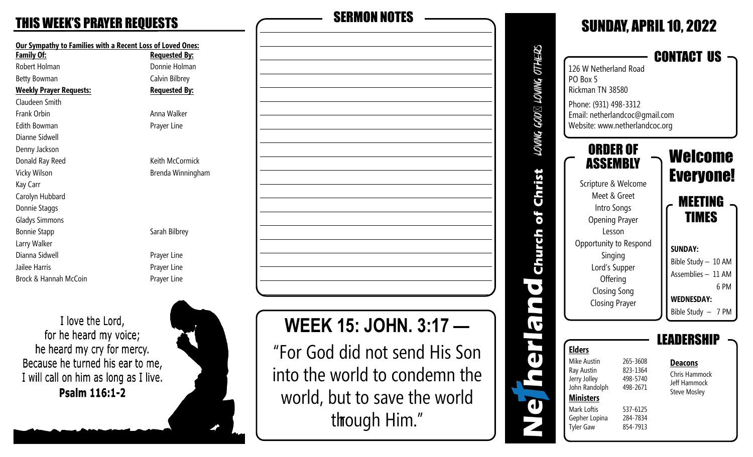## THIS WEEK'S PRAYER REQUESTS

**Our Sympathy to Families with a Recent Loss of Loved Ones:**

| Family Of: | Requested By: |
|---|---|
| Robert Holman | Donnie Holman |
| Betty Bowman | Calvin Bilbrey |

| Weekly Prayer Requests: | Requested By: |
|---|---|
| Claudeen Smith | |
| Frank Orbin | Anna Walker |
| Edith Bowman | Prayer Line |
| Dianne Sidwell | |
| Denny Jackson | |
| Donald Ray Reed | Keith McCormick |
| Vicky Wilson | Brenda Winningham |
| Kay Carr | |
| Carolyn Hubbard | |
| Donnie Staggs | |
| Gladys Simmons | |
| Bonnie Stapp | Sarah Bilbrey |
| Larry Walker | |
| Dianna Sidwell | Prayer Line |
| Jailee Harris | Prayer Line |
| Brock & Hannah McCoin | Prayer Line |

I love the Lord,
for he heard my voice;
he heard my cry for mercy.
Because he turned his ear to me,
I will call on him as long as I live.
**Psalm 116:1-2**

## SERMON NOTES

## WEEK 15: JOHN. 3:17 —

"For God did not send His Son into the world to condemn the world, but to save the world through Him."

# Netherland Church of Christ

*LOVING GOD LOVING OTHERS*

## SUNDAY, APRIL 10, 2022

## CONTACT US

126 W Netherland Road
PO Box 5
Rickman TN 38580

Phone: (931) 498-3312
Email: netherlandcoc@gmail.com
Website: www.netherlandcoc.org

## ORDER OF ASSEMBLY

Scripture & Welcome
Meet & Greet
Intro Songs
Opening Prayer
Lesson
Opportunity to Respond
Singing
Lord's Supper
Offering
Closing Song
Closing Prayer

## Welcome Everyone!

## MEETING TIMES

**SUNDAY:**
Bible Study – 10 AM
Assemblies – 11 AM
6 PM

**WEDNESDAY:**
Bible Study – 7 PM

## LEADERSHIP

**Elders**

| | |
|---|---|
| Mike Austin | 265-3608 |
| Ray Austin | 823-1364 |
| Jerry Jolley | 498-5740 |
| John Randolph | 498-2671 |

**Ministers**

| | |
|---|---|
| Mark Loftis | 537-6125 |
| Gepher Lopina | 284-7834 |
| Tyler Gaw | 854-7913 |

**Deacons**

Chris Hammock
Jeff Hammock
Steve Mosley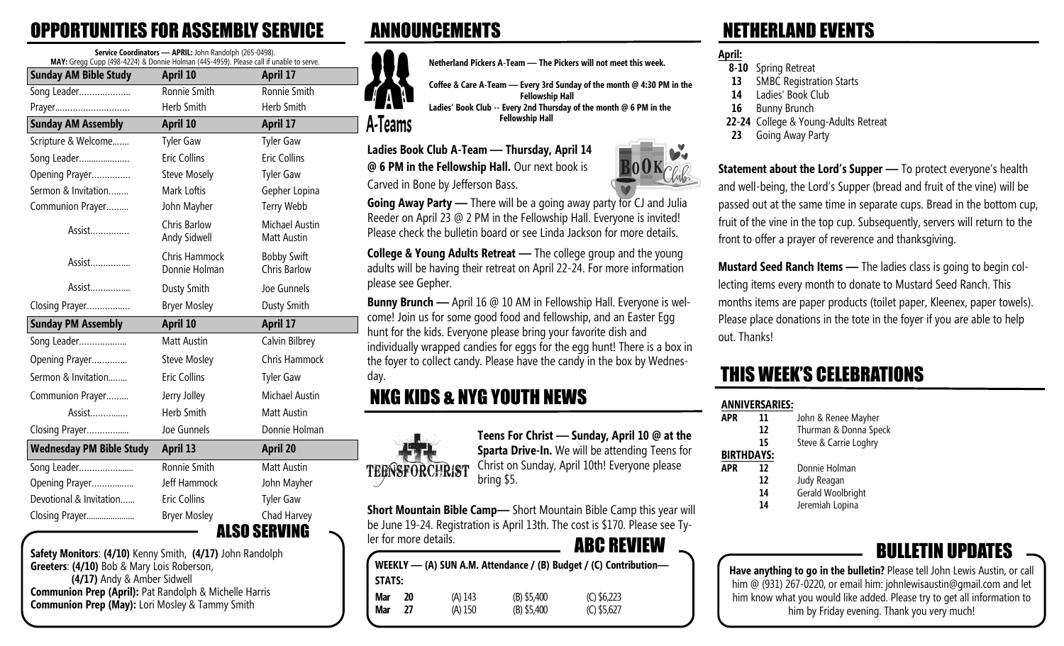# OPPORTUNITIES FOR ASSEMBLY SERVICE

**Service Coordinators — APRIL:** John Randolph (265-0498).
**MAY:** Gregg Cupp (498-4224) & Donnie Holman (445-4959). Please call if unable to serve.

| Sunday AM Bible Study | April 10 | April 17 |
|---|---|---|
| Song Leader.................... | Ronnie Smith | Ronnie Smith |
| Prayer............................ | Herb Smith | Herb Smith |

| Sunday AM Assembly | April 10 | April 17 |
|---|---|---|
| Scripture & Welcome....... | Tyler Gaw | Tyler Gaw |
| Song Leader..................... | Eric Collins | Eric Collins |
| Opening Prayer............... | Steve Mosely | Tyler Gaw |
| Sermon & Invitation........ | Mark Loftis | Gepher Lopina |
| Communion Prayer......... | John Mayher | Terry Webb |
| Assist............... | Chris Barlow<br>Andy Sidwell | Michael Austin<br>Matt Austin |
| Assist................ | Chris Hammock<br>Donnie Holman | Bobby Swift<br>Chris Barlow |
| Assist................ | Dusty Smith | Joe Gunnels |
| Closing Prayer................. | Bryer Mosley | Dusty Smith |

| Sunday PM Assembly | April 10 | April 17 |
|---|---|---|
| Song Leader................... | Matt Austin | Calvin Bilbrey |
| Opening Prayer.............. | Steve Mosley | Chris Hammock |
| Sermon & Invitation........ | Eric Collins | Tyler Gaw |
| Communion Prayer......... | Jerry Jolley | Michael Austin |
| Assist.............. | Herb Smith | Matt Austin |
| Closing Prayer................ | Joe Gunnels | Donnie Holman |

| Wednesday PM Bible Study | April 13 | April 20 |
|---|---|---|
| Song Leader..................... | Ronnie Smith | Matt Austin |
| Opening Prayer................. | Jeff Hammock | John Mayher |
| Devotional & Invitation...... | Eric Collins | Tyler Gaw |
| Closing Prayer..................... | Bryer Mosley | Chad Harvey |

## ALSO SERVING

**Safety Monitors**: **(4/10)** Kenny Smith, **(4/17)** John Randolph
**Greeters**: **(4/10)** Bob & Mary Lois Roberson,
**(4/17)** Andy & Amber Sidwell
**Communion Prep (April):** Pat Randolph & Michelle Harris
**Communion Prep (May):** Lori Mosley & Tammy Smith

# ANNOUNCEMENTS

A-Teams

**Netherland Pickers A-Team — The Pickers will not meet this week.**

**Coffee & Care A-Team — Every 3rd Sunday of the month @ 4:30 PM in the Fellowship Hall**

**Ladies' Book Club -- Every 2nd Thursday of the month @ 6 PM in the Fellowship Hall**

**Ladies Book Club A-Team — Thursday, April 14 @ 6 PM in the Fellowship Hall.** Our next book is Carved in Bone by Jefferson Bass.

**Going Away Party —** There will be a going away party for CJ and Julia Reeder on April 23 @ 2 PM in the Fellowship Hall. Everyone is invited! Please check the bulletin board or see Linda Jackson for more details.

**College & Young Adults Retreat —** The college group and the young adults will be having their retreat on April 22-24. For more information please see Gepher.

**Bunny Brunch —** April 16 @ 10 AM in Fellowship Hall. Everyone is welcome! Join us for some good food and fellowship, and an Easter Egg hunt for the kids. Everyone please bring your favorite dish and individually wrapped candies for eggs for the egg hunt! There is a box in the foyer to collect candy. Please have the candy in the box by Wednesday.

# NKG KIDS & NYG YOUTH NEWS

**Teens For Christ — Sunday, April 10 @ at the Sparta Drive-In.** We will be attending Teens for Christ on Sunday, April 10th! Everyone please bring $5.

**Short Mountain Bible Camp—** Short Mountain Bible Camp this year will be June 19-24. Registration is April 13th. The cost is $170. Please see Tyler for more details.

## ABC REVIEW

**WEEKLY — (A) SUN A.M. Attendance / (B) Budget / (C) Contribution—**

**STATS:**

| | | | | |
|---|---|---|---|---|
| **Mar** | **20** | (A) 143 | (B) $5,400 | (C) $6,223 |
| **Mar** | **27** | (A) 150 | (B) $5,400 | (C) $5,627 |

# NETHERLAND EVENTS

**April:**

- **8-10** Spring Retreat
- **13** SMBC Registration Starts
- **14** Ladies' Book Club
- **16** Bunny Brunch
- **22-24** College & Young-Adults Retreat
- **23** Going Away Party

**Statement about the Lord's Supper —** To protect everyone's health and well-being, the Lord's Supper (bread and fruit of the vine) will be passed out at the same time in separate cups. Bread in the bottom cup, fruit of the vine in the top cup. Subsequently, servers will return to the front to offer a prayer of reverence and thanksgiving.

**Mustard Seed Ranch Items —** The ladies class is going to begin collecting items every month to donate to Mustard Seed Ranch. This months items are paper products (toilet paper, Kleenex, paper towels). Please place donations in the tote in the foyer if you are able to help out. Thanks!

# THIS WEEK'S CELEBRATIONS

**ANNIVERSARIES:**

| | | |
|---|---|---|
| **APR** | **11** | John & Renee Mayher |
| | **12** | Thurman & Donna Speck |
| | **15** | Steve & Carrie Loghry |

**BIRTHDAYS:**

| | | |
|---|---|---|
| **APR** | **12** | Donnie Holman |
| | **12** | Judy Reagan |
| | **14** | Gerald Woolbright |
| | **14** | Jeremiah Lopina |

## BULLETIN UPDATES

**Have anything to go in the bulletin?** Please tell John Lewis Austin, or call him @ (931) 267-0220, or email him: johnlewisaustin@gmail.com and let him know what you would like added. Please try to get all information to him by Friday evening. Thank you very much!